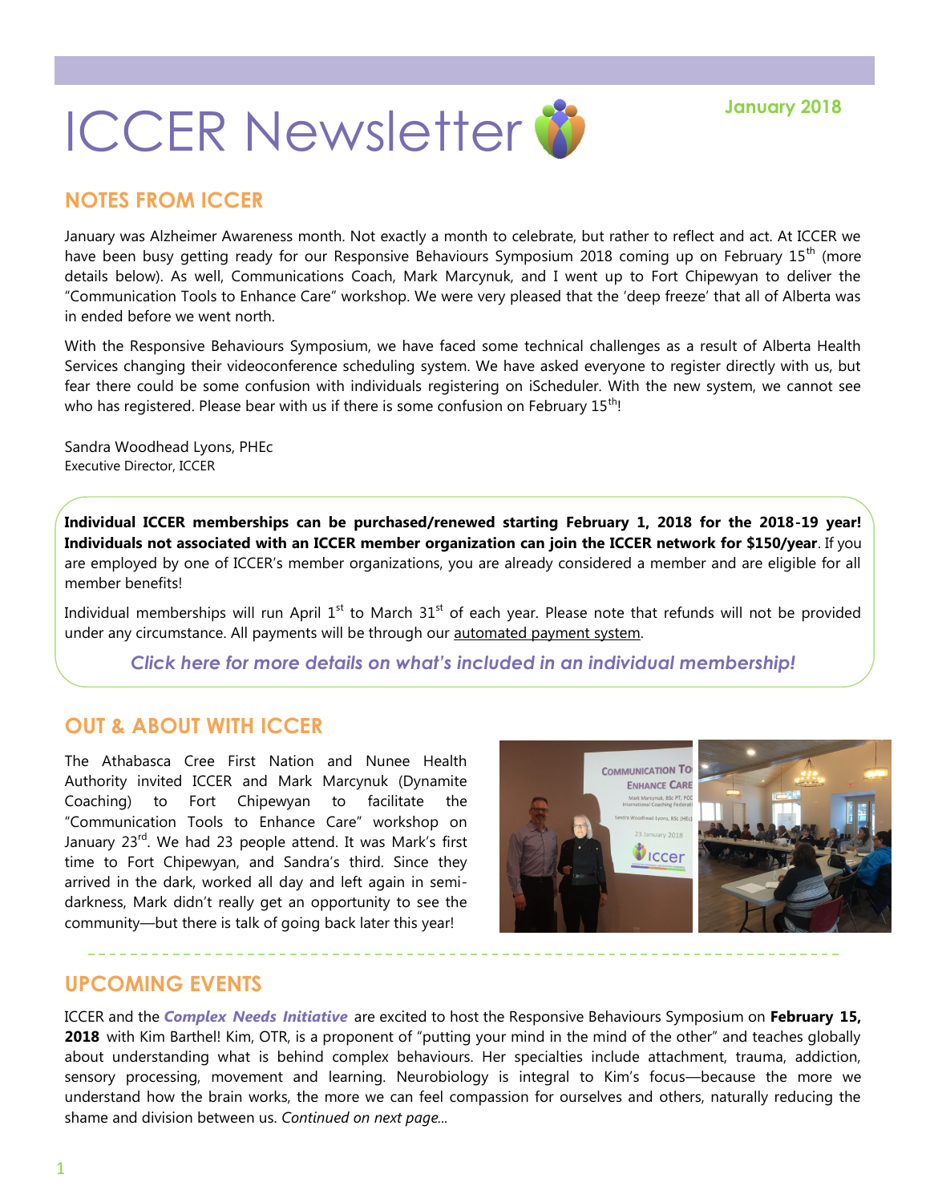# ICCER Newsletter

**January 2018**

## NOTES FROM ICCER

January was Alzheimer Awareness month. Not exactly a month to celebrate, but rather to reflect and act. At ICCER we have been busy getting ready for our Responsive Behaviours Symposium 2018 coming up on February 15th (more details below). As well, Communications Coach, Mark Marcynuk, and I went up to Fort Chipewyan to deliver the "Communication Tools to Enhance Care" workshop. We were very pleased that the 'deep freeze' that all of Alberta was in ended before we went north.

With the Responsive Behaviours Symposium, we have faced some technical challenges as a result of Alberta Health Services changing their videoconference scheduling system. We have asked everyone to register directly with us, but fear there could be some confusion with individuals registering on iScheduler. With the new system, we cannot see who has registered. Please bear with us if there is some confusion on February 15th!

Sandra Woodhead Lyons, PHEc
Executive Director, ICCER

**Individual ICCER memberships can be purchased/renewed starting February 1, 2018 for the 2018-19 year! Individuals not associated with an ICCER member organization can join the ICCER network for $150/year**. If you are employed by one of ICCER's member organizations, you are already considered a member and are eligible for all member benefits!

Individual memberships will run April 1st to March 31st of each year. Please note that refunds will not be provided under any circumstance. All payments will be through our automated payment system.

***Click here for more details on what's included in an individual membership!***

## OUT & ABOUT WITH ICCER

The Athabasca Cree First Nation and Nunee Health Authority invited ICCER and Mark Marcynuk (Dynamite Coaching) to Fort Chipewyan to facilitate the "Communication Tools to Enhance Care" workshop on January 23rd. We had 23 people attend. It was Mark's first time to Fort Chipewyan, and Sandra's third. Since they arrived in the dark, worked all day and left again in semi-darkness, Mark didn't really get an opportunity to see the community—but there is talk of going back later this year!

## UPCOMING EVENTS

ICCER and the ***Complex Needs Initiative*** are excited to host the Responsive Behaviours Symposium on **February 15, 2018** with Kim Barthel! Kim, OTR, is a proponent of "putting your mind in the mind of the other" and teaches globally about understanding what is behind complex behaviours. Her specialties include attachment, trauma, addiction, sensory processing, movement and learning. Neurobiology is integral to Kim's focus—because the more we understand how the brain works, the more we can feel compassion for ourselves and others, naturally reducing the shame and division between us. *Continued on next page...*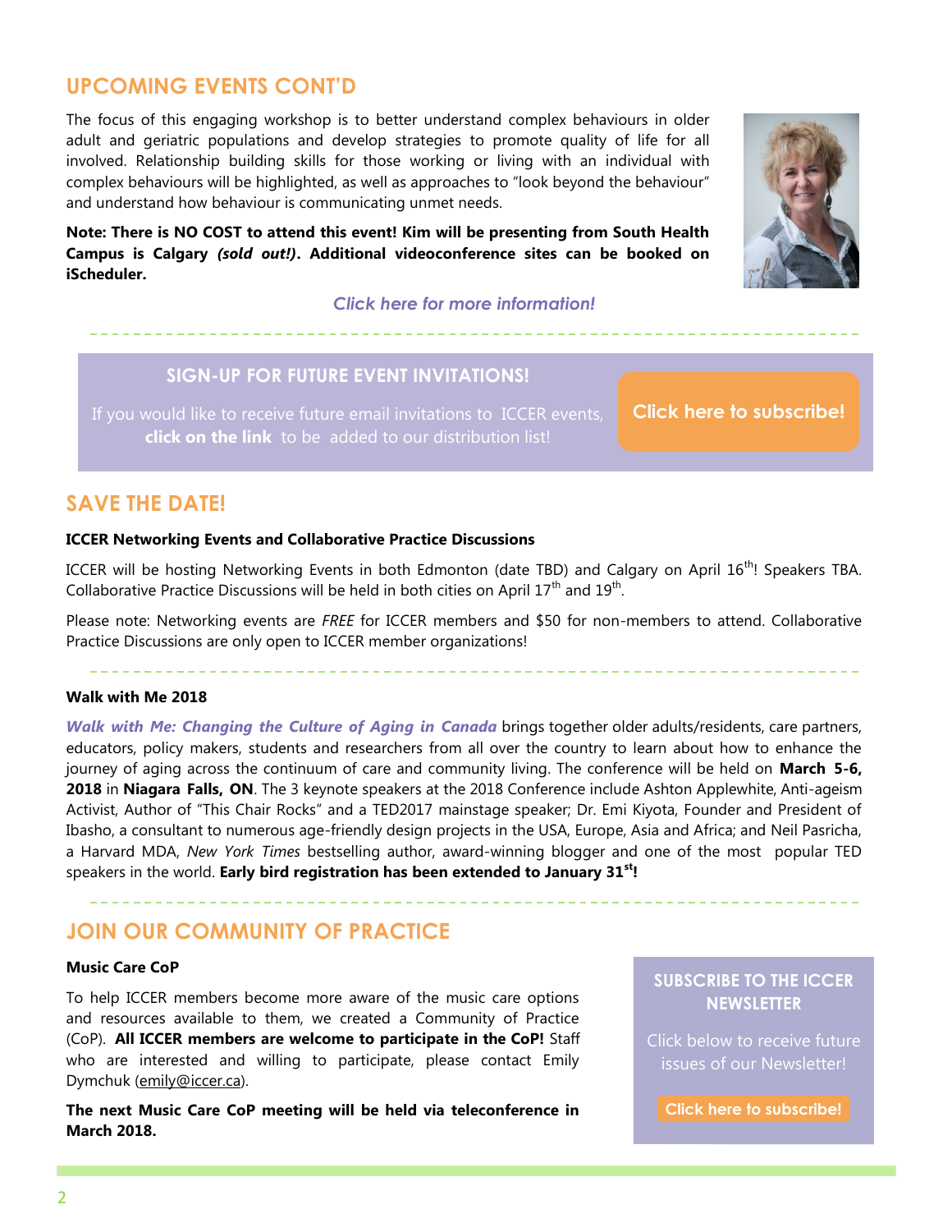## UPCOMING EVENTS CONT'D

The focus of this engaging workshop is to better understand complex behaviours in older adult and geriatric populations and develop strategies to promote quality of life for all involved. Relationship building skills for those working or living with an individual with complex behaviours will be highlighted, as well as approaches to "look beyond the behaviour" and understand how behaviour is communicating unmet needs.

**Note: There is NO COST to attend this event! Kim will be presenting from South Health Campus is Calgary *(sold out!)*. Additional videoconference sites can be booked on iScheduler.**

*Click here for more information!*

### SIGN-UP FOR FUTURE EVENT INVITATIONS!

If you would like to receive future email invitations to ICCER events, **click on the link** to be added to our distribution list!

**Click here to subscribe!**

## SAVE THE DATE!

**ICCER Networking Events and Collaborative Practice Discussions**

ICCER will be hosting Networking Events in both Edmonton (date TBD) and Calgary on April 16th! Speakers TBA. Collaborative Practice Discussions will be held in both cities on April 17th and 19th.

Please note: Networking events are *FREE* for ICCER members and $50 for non-members to attend. Collaborative Practice Discussions are only open to ICCER member organizations!

**Walk with Me 2018**

***Walk with Me: Changing the Culture of Aging in Canada*** brings together older adults/residents, care partners, educators, policy makers, students and researchers from all over the country to learn about how to enhance the journey of aging across the continuum of care and community living. The conference will be held on **March 5-6, 2018** in **Niagara Falls, ON**. The 3 keynote speakers at the 2018 Conference include Ashton Applewhite, Anti-ageism Activist, Author of "This Chair Rocks" and a TED2017 mainstage speaker; Dr. Emi Kiyota, Founder and President of Ibasho, a consultant to numerous age-friendly design projects in the USA, Europe, Asia and Africa; and Neil Pasricha, a Harvard MDA, *New York Times* bestselling author, award-winning blogger and one of the most popular TED speakers in the world. **Early bird registration has been extended to January 31st!**

## JOIN OUR COMMUNITY OF PRACTICE

**Music Care CoP**

To help ICCER members become more aware of the music care options and resources available to them, we created a Community of Practice (CoP). **All ICCER members are welcome to participate in the CoP!** Staff who are interested and willing to participate, please contact Emily Dymchuk (emily@iccer.ca).

**The next Music Care CoP meeting will be held via teleconference in March 2018.**

### SUBSCRIBE TO THE ICCER NEWSLETTER

Click below to receive future issues of our Newsletter!

**Click here to subscribe!**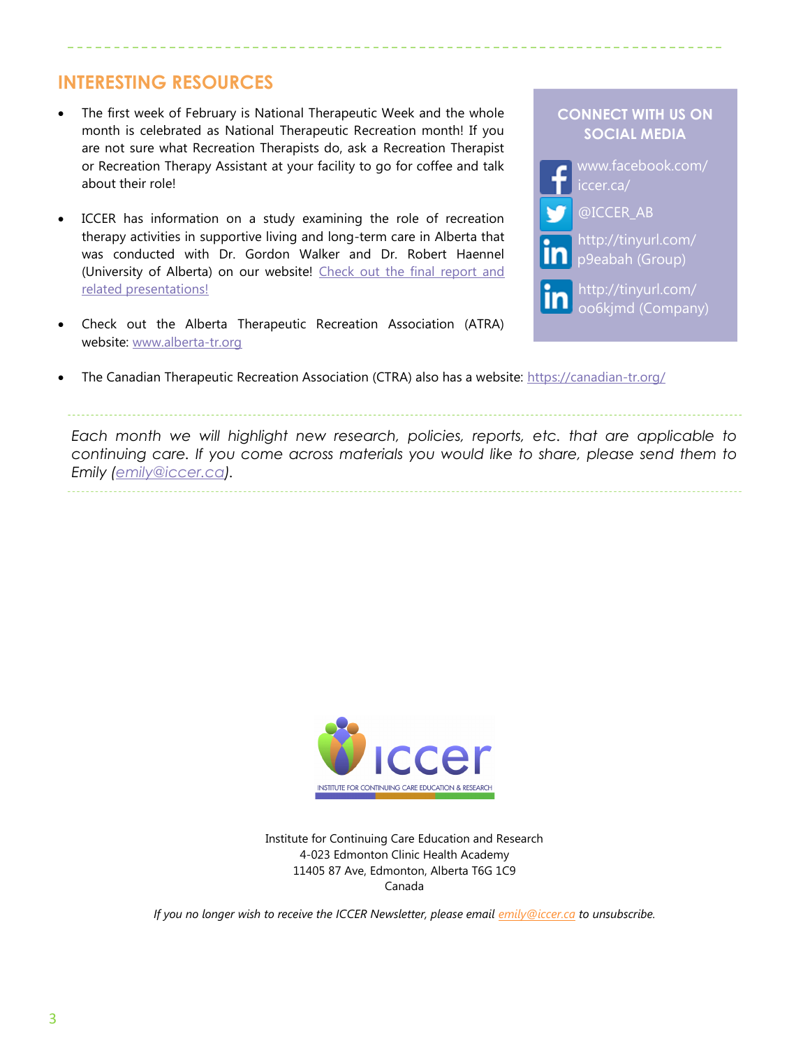## INTERESTING RESOURCES

- The first week of February is National Therapeutic Week and the whole month is celebrated as National Therapeutic Recreation month! If you are not sure what Recreation Therapists do, ask a Recreation Therapist or Recreation Therapy Assistant at your facility to go for coffee and talk about their role!
- ICCER has information on a study examining the role of recreation therapy activities in supportive living and long-term care in Alberta that was conducted with Dr. Gordon Walker and Dr. Robert Haennel (University of Alberta) on our website! Check out the final report and related presentations!
- Check out the Alberta Therapeutic Recreation Association (ATRA) website: www.alberta-tr.org
- The Canadian Therapeutic Recreation Association (CTRA) also has a website: https://canadian-tr.org/

**CONNECT WITH US ON SOCIAL MEDIA**

www.facebook.com/iccer.ca/

@ICCER_AB

http://tinyurl.com/p9eabah (Group)

http://tinyurl.com/oo6kjmd (Company)

*Each month we will highlight new research, policies, reports, etc. that are applicable to continuing care. If you come across materials you would like to share, please send them to Emily (emily@iccer.ca).*

iccer

INSTITUTE FOR CONTINUING CARE EDUCATION & RESEARCH

Institute for Continuing Care Education and Research
4-023 Edmonton Clinic Health Academy
11405 87 Ave, Edmonton, Alberta T6G 1C9
Canada

*If you no longer wish to receive the ICCER Newsletter, please email emily@iccer.ca to unsubscribe.*